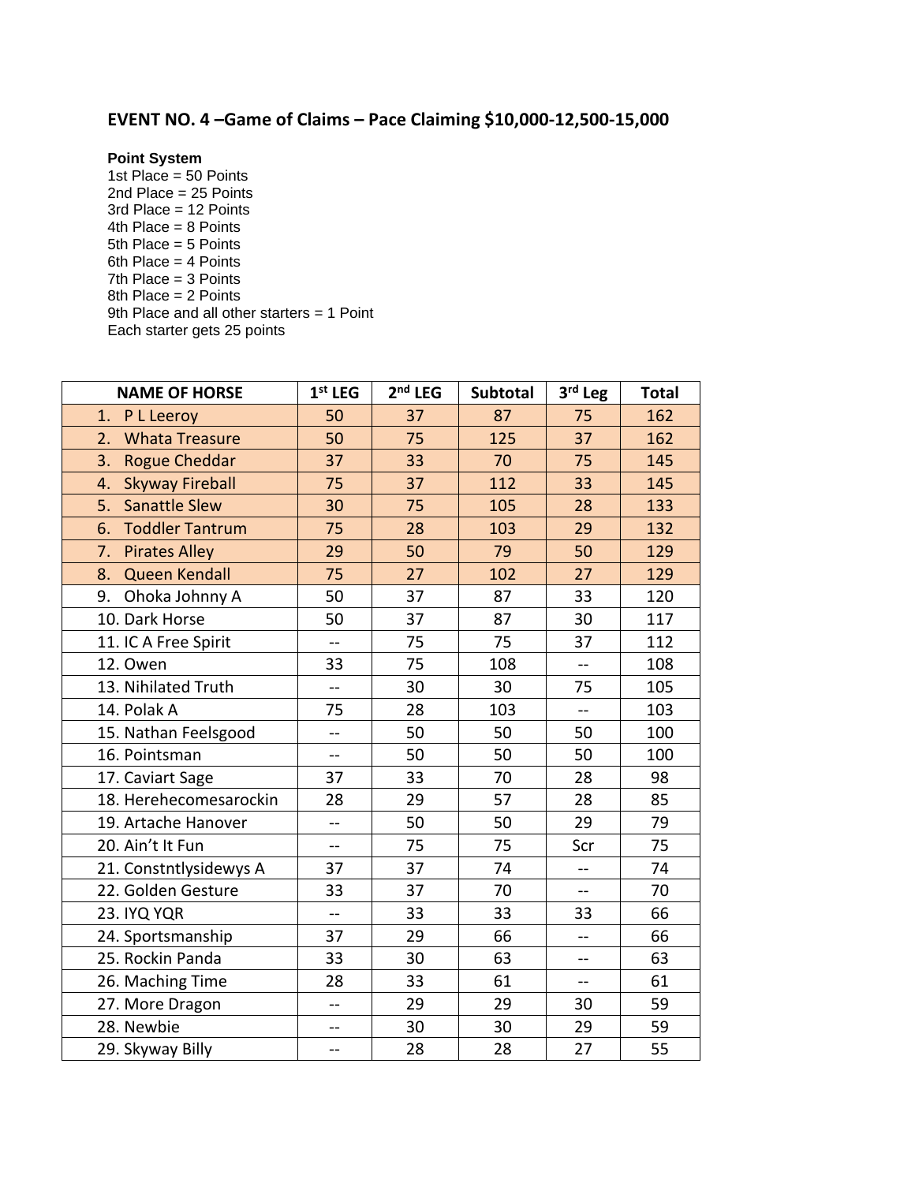## EVENT NO. 4 –Game of Claims – Pace Claiming $10,000-12,500-15,000

**Point System**

1st Place = 50 Points
2nd Place = 25 Points
3rd Place = 12 Points
4th Place = 8 Points
5th Place = 5 Points
6th Place = 4 Points
7th Place = 3 Points
8th Place = 2 Points
9th Place and all other starters = 1 Point
Each starter gets 25 points

| NAME OF HORSE | 1st LEG | 2nd LEG | Subtotal | 3rd Leg | Total |
|---|---|---|---|---|---|
| 1. P L Leeroy | 50 | 37 | 87 | 75 | 162 |
| 2. Whata Treasure | 50 | 75 | 125 | 37 | 162 |
| 3. Rogue Cheddar | 37 | 33 | 70 | 75 | 145 |
| 4. Skyway Fireball | 75 | 37 | 112 | 33 | 145 |
| 5. Sanattle Slew | 30 | 75 | 105 | 28 | 133 |
| 6. Toddler Tantrum | 75 | 28 | 103 | 29 | 132 |
| 7. Pirates Alley | 29 | 50 | 79 | 50 | 129 |
| 8. Queen Kendall | 75 | 27 | 102 | 27 | 129 |
| 9. Ohoka Johnny A | 50 | 37 | 87 | 33 | 120 |
| 10. Dark Horse | 50 | 37 | 87 | 30 | 117 |
| 11. IC A Free Spirit | -- | 75 | 75 | 37 | 112 |
| 12. Owen | 33 | 75 | 108 | -- | 108 |
| 13. Nihilated Truth | -- | 30 | 30 | 75 | 105 |
| 14. Polak A | 75 | 28 | 103 | -- | 103 |
| 15. Nathan Feelsgood | -- | 50 | 50 | 50 | 100 |
| 16. Pointsman | -- | 50 | 50 | 50 | 100 |
| 17. Caviart Sage | 37 | 33 | 70 | 28 | 98 |
| 18. Herehecomesarockin | 28 | 29 | 57 | 28 | 85 |
| 19. Artache Hanover | -- | 50 | 50 | 29 | 79 |
| 20. Ain't It Fun | -- | 75 | 75 | Scr | 75 |
| 21. Constntlysidewys A | 37 | 37 | 74 | -- | 74 |
| 22. Golden Gesture | 33 | 37 | 70 | -- | 70 |
| 23. IYQ YQR | -- | 33 | 33 | 33 | 66 |
| 24. Sportsmanship | 37 | 29 | 66 | -- | 66 |
| 25. Rockin Panda | 33 | 30 | 63 | -- | 63 |
| 26. Maching Time | 28 | 33 | 61 | -- | 61 |
| 27. More Dragon | -- | 29 | 29 | 30 | 59 |
| 28. Newbie | -- | 30 | 30 | 29 | 59 |
| 29. Skyway Billy | -- | 28 | 28 | 27 | 55 |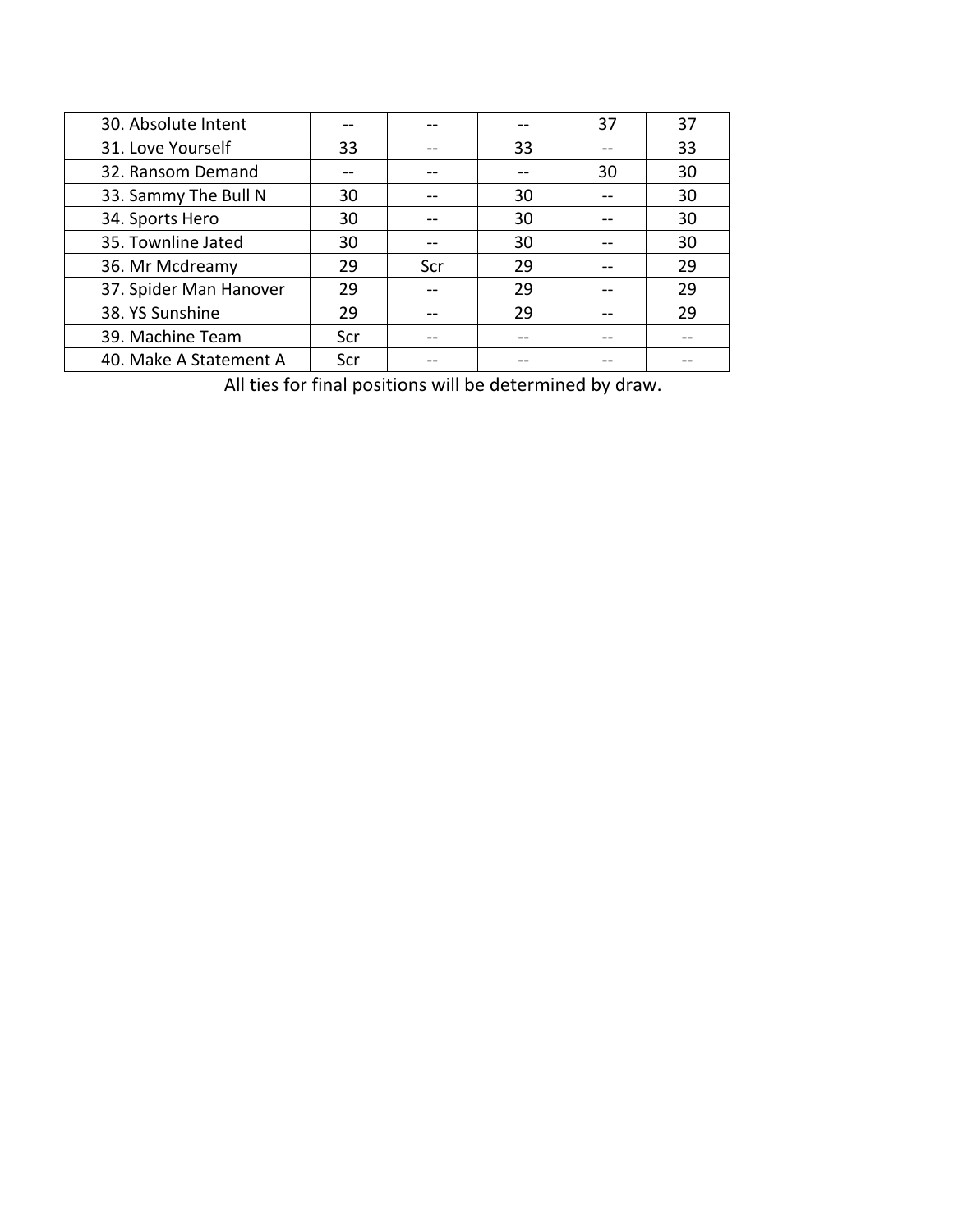| | | | | | |
|---|---|---|---|---|---|
| 30. Absolute Intent | -- | -- | -- | 37 | 37 |
| 31. Love Yourself | 33 | -- | 33 | -- | 33 |
| 32. Ransom Demand | -- | -- | -- | 30 | 30 |
| 33. Sammy The Bull N | 30 | -- | 30 | -- | 30 |
| 34. Sports Hero | 30 | -- | 30 | -- | 30 |
| 35. Townline Jated | 30 | -- | 30 | -- | 30 |
| 36. Mr Mcdreamy | 29 | Scr | 29 | -- | 29 |
| 37. Spider Man Hanover | 29 | -- | 29 | -- | 29 |
| 38. YS Sunshine | 29 | -- | 29 | -- | 29 |
| 39. Machine Team | Scr | -- | -- | -- | -- |
| 40. Make A Statement A | Scr | -- | -- | -- | -- |

All ties for final positions will be determined by draw.